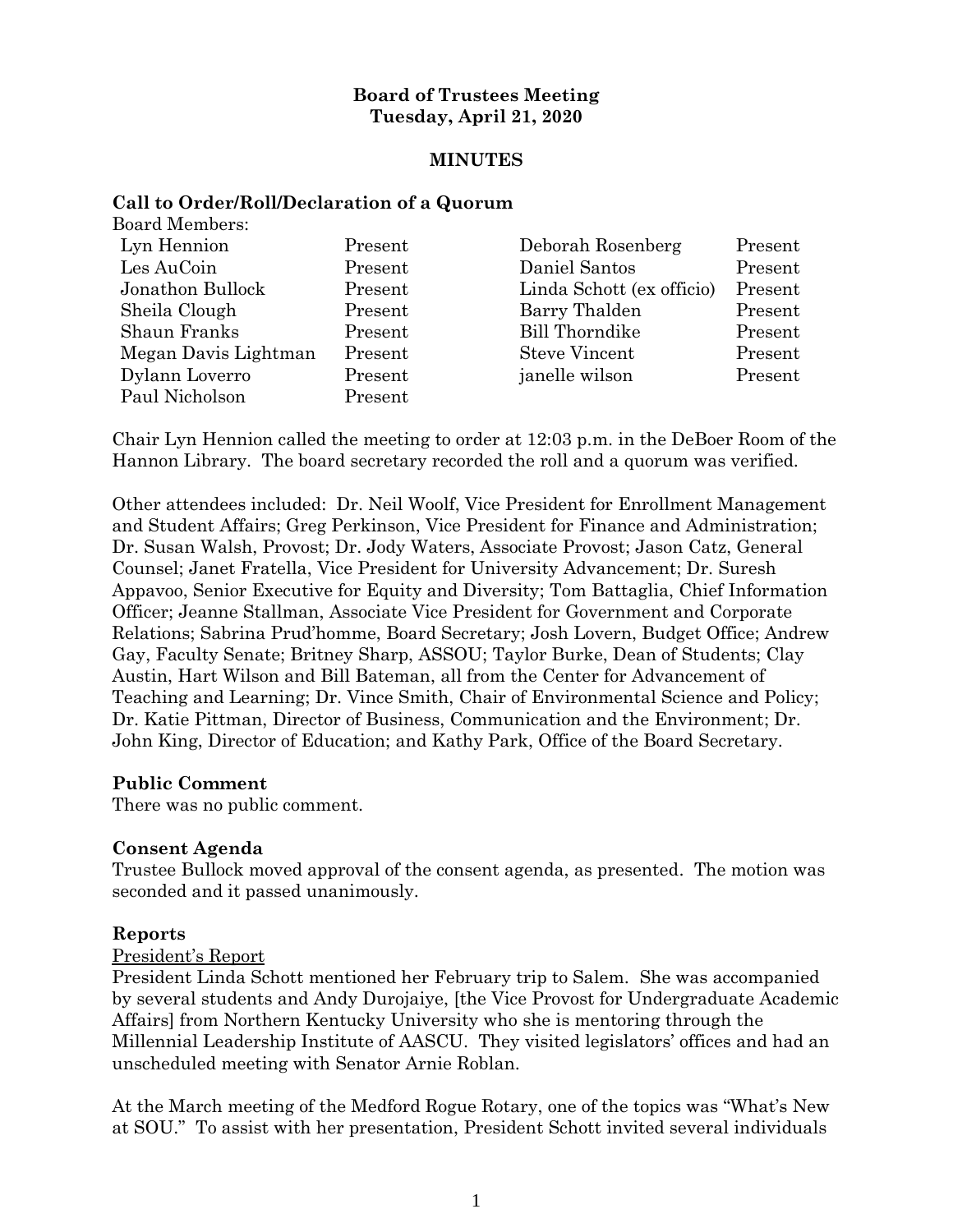**Board of Trustees Meeting**
**Tuesday, April 21, 2020**

**MINUTES**

**Call to Order/Roll/Declaration of a Quorum**

Board Members:

| | | | |
|---|---|---|---|
| Lyn Hennion | Present | Deborah Rosenberg | Present |
| Les AuCoin | Present | Daniel Santos | Present |
| Jonathon Bullock | Present | Linda Schott (ex officio) | Present |
| Sheila Clough | Present | Barry Thalden | Present |
| Shaun Franks | Present | Bill Thorndike | Present |
| Megan Davis Lightman | Present | Steve Vincent | Present |
| Dylann Loverro | Present | janelle wilson | Present |
| Paul Nicholson | Present | | |

Chair Lyn Hennion called the meeting to order at 12:03 p.m. in the DeBoer Room of the Hannon Library. The board secretary recorded the roll and a quorum was verified.

Other attendees included: Dr. Neil Woolf, Vice President for Enrollment Management and Student Affairs; Greg Perkinson, Vice President for Finance and Administration; Dr. Susan Walsh, Provost; Dr. Jody Waters, Associate Provost; Jason Catz, General Counsel; Janet Fratella, Vice President for University Advancement; Dr. Suresh Appavoo, Senior Executive for Equity and Diversity; Tom Battaglia, Chief Information Officer; Jeanne Stallman, Associate Vice President for Government and Corporate Relations; Sabrina Prud'homme, Board Secretary; Josh Lovern, Budget Office; Andrew Gay, Faculty Senate; Britney Sharp, ASSOU; Taylor Burke, Dean of Students; Clay Austin, Hart Wilson and Bill Bateman, all from the Center for Advancement of Teaching and Learning; Dr. Vince Smith, Chair of Environmental Science and Policy; Dr. Katie Pittman, Director of Business, Communication and the Environment; Dr. John King, Director of Education; and Kathy Park, Office of the Board Secretary.

**Public Comment**

There was no public comment.

**Consent Agenda**

Trustee Bullock moved approval of the consent agenda, as presented. The motion was seconded and it passed unanimously.

**Reports**

President's Report

President Linda Schott mentioned her February trip to Salem. She was accompanied by several students and Andy Durojaiye, [the Vice Provost for Undergraduate Academic Affairs] from Northern Kentucky University who she is mentoring through the Millennial Leadership Institute of AASCU. They visited legislators' offices and had an unscheduled meeting with Senator Arnie Roblan.

At the March meeting of the Medford Rogue Rotary, one of the topics was "What's New at SOU." To assist with her presentation, President Schott invited several individuals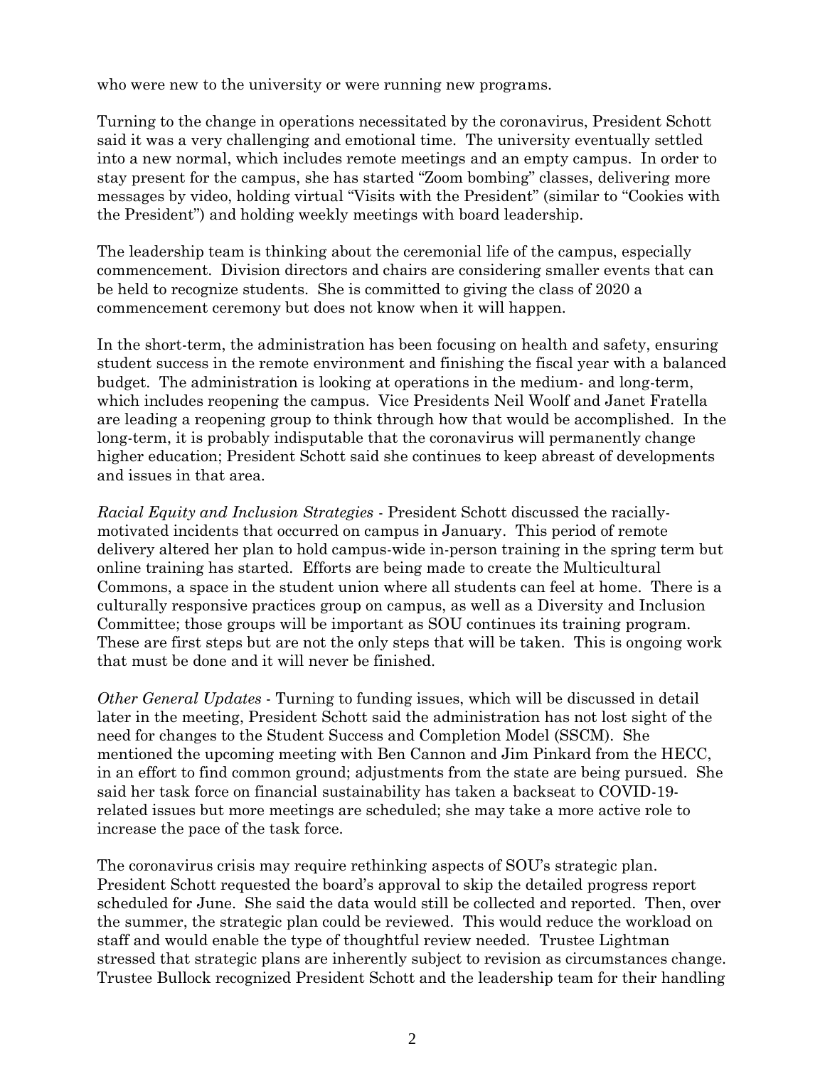who were new to the university or were running new programs.

Turning to the change in operations necessitated by the coronavirus, President Schott said it was a very challenging and emotional time. The university eventually settled into a new normal, which includes remote meetings and an empty campus. In order to stay present for the campus, she has started "Zoom bombing" classes, delivering more messages by video, holding virtual "Visits with the President" (similar to "Cookies with the President") and holding weekly meetings with board leadership.

The leadership team is thinking about the ceremonial life of the campus, especially commencement. Division directors and chairs are considering smaller events that can be held to recognize students. She is committed to giving the class of 2020 a commencement ceremony but does not know when it will happen.

In the short-term, the administration has been focusing on health and safety, ensuring student success in the remote environment and finishing the fiscal year with a balanced budget. The administration is looking at operations in the medium- and long-term, which includes reopening the campus. Vice Presidents Neil Woolf and Janet Fratella are leading a reopening group to think through how that would be accomplished. In the long-term, it is probably indisputable that the coronavirus will permanently change higher education; President Schott said she continues to keep abreast of developments and issues in that area.

*Racial Equity and Inclusion Strategies* - President Schott discussed the racially-motivated incidents that occurred on campus in January. This period of remote delivery altered her plan to hold campus-wide in-person training in the spring term but online training has started. Efforts are being made to create the Multicultural Commons, a space in the student union where all students can feel at home. There is a culturally responsive practices group on campus, as well as a Diversity and Inclusion Committee; those groups will be important as SOU continues its training program. These are first steps but are not the only steps that will be taken. This is ongoing work that must be done and it will never be finished.

*Other General Updates* - Turning to funding issues, which will be discussed in detail later in the meeting, President Schott said the administration has not lost sight of the need for changes to the Student Success and Completion Model (SSCM). She mentioned the upcoming meeting with Ben Cannon and Jim Pinkard from the HECC, in an effort to find common ground; adjustments from the state are being pursued. She said her task force on financial sustainability has taken a backseat to COVID-19-related issues but more meetings are scheduled; she may take a more active role to increase the pace of the task force.

The coronavirus crisis may require rethinking aspects of SOU's strategic plan. President Schott requested the board's approval to skip the detailed progress report scheduled for June. She said the data would still be collected and reported. Then, over the summer, the strategic plan could be reviewed. This would reduce the workload on staff and would enable the type of thoughtful review needed. Trustee Lightman stressed that strategic plans are inherently subject to revision as circumstances change. Trustee Bullock recognized President Schott and the leadership team for their handling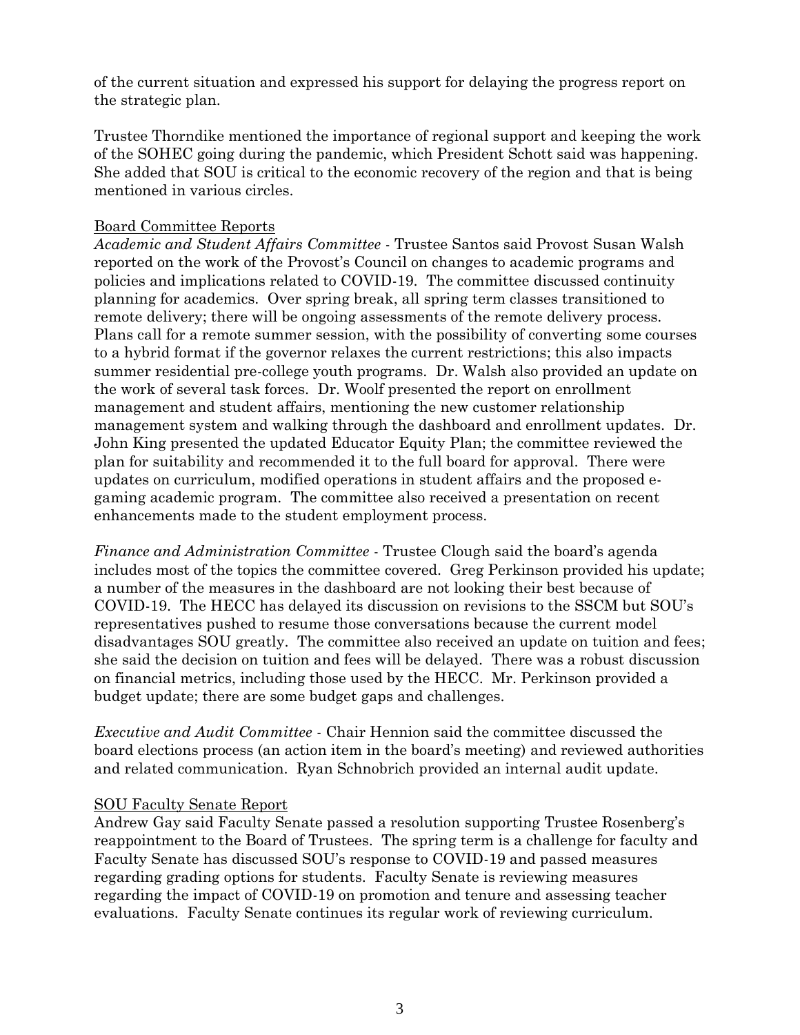of the current situation and expressed his support for delaying the progress report on the strategic plan.

Trustee Thorndike mentioned the importance of regional support and keeping the work of the SOHEC going during the pandemic, which President Schott said was happening. She added that SOU is critical to the economic recovery of the region and that is being mentioned in various circles.

<u>Board Committee Reports</u>

*Academic and Student Affairs Committee* - Trustee Santos said Provost Susan Walsh reported on the work of the Provost's Council on changes to academic programs and policies and implications related to COVID-19. The committee discussed continuity planning for academics. Over spring break, all spring term classes transitioned to remote delivery; there will be ongoing assessments of the remote delivery process. Plans call for a remote summer session, with the possibility of converting some courses to a hybrid format if the governor relaxes the current restrictions; this also impacts summer residential pre-college youth programs. Dr. Walsh also provided an update on the work of several task forces. Dr. Woolf presented the report on enrollment management and student affairs, mentioning the new customer relationship management system and walking through the dashboard and enrollment updates. Dr. John King presented the updated Educator Equity Plan; the committee reviewed the plan for suitability and recommended it to the full board for approval. There were updates on curriculum, modified operations in student affairs and the proposed e-gaming academic program. The committee also received a presentation on recent enhancements made to the student employment process.

*Finance and Administration Committee* - Trustee Clough said the board's agenda includes most of the topics the committee covered. Greg Perkinson provided his update; a number of the measures in the dashboard are not looking their best because of COVID-19. The HECC has delayed its discussion on revisions to the SSCM but SOU's representatives pushed to resume those conversations because the current model disadvantages SOU greatly. The committee also received an update on tuition and fees; she said the decision on tuition and fees will be delayed. There was a robust discussion on financial metrics, including those used by the HECC. Mr. Perkinson provided a budget update; there are some budget gaps and challenges.

*Executive and Audit Committee* - Chair Hennion said the committee discussed the board elections process (an action item in the board's meeting) and reviewed authorities and related communication. Ryan Schnobrich provided an internal audit update.

<u>SOU Faculty Senate Report</u>

Andrew Gay said Faculty Senate passed a resolution supporting Trustee Rosenberg's reappointment to the Board of Trustees. The spring term is a challenge for faculty and Faculty Senate has discussed SOU's response to COVID-19 and passed measures regarding grading options for students. Faculty Senate is reviewing measures regarding the impact of COVID-19 on promotion and tenure and assessing teacher evaluations. Faculty Senate continues its regular work of reviewing curriculum.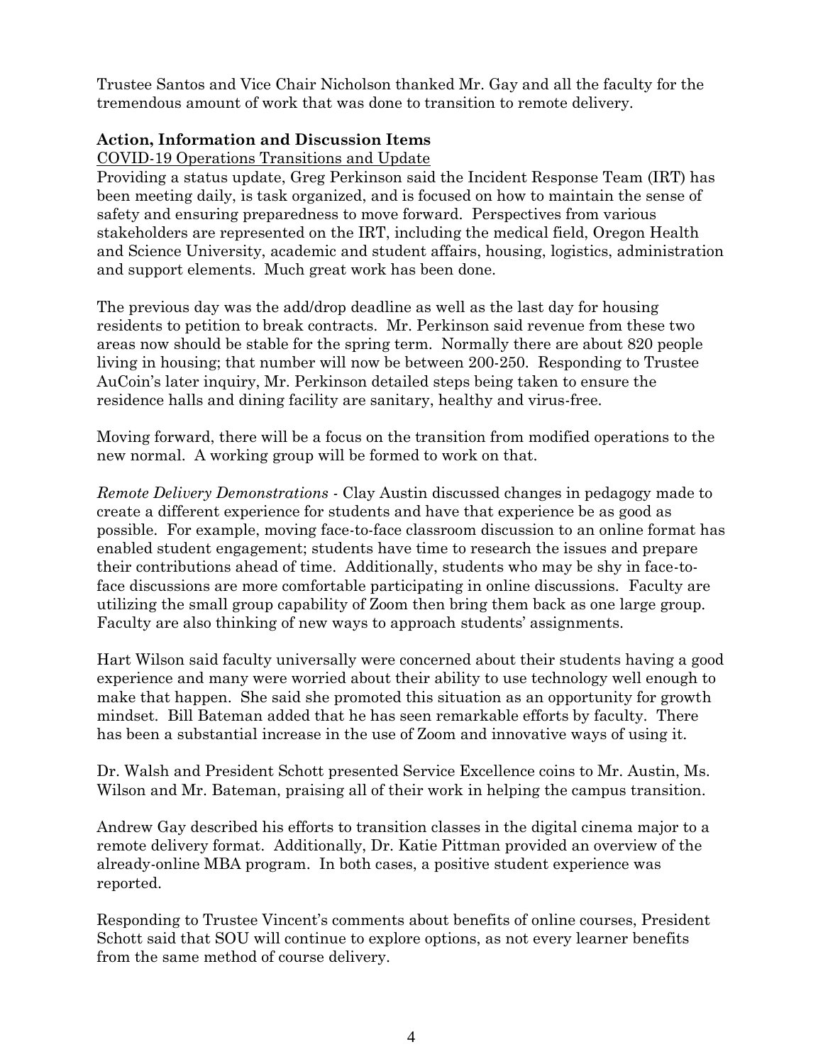Trustee Santos and Vice Chair Nicholson thanked Mr. Gay and all the faculty for the tremendous amount of work that was done to transition to remote delivery.

**Action, Information and Discussion Items**

<u>COVID-19 Operations Transitions and Update</u>

Providing a status update, Greg Perkinson said the Incident Response Team (IRT) has been meeting daily, is task organized, and is focused on how to maintain the sense of safety and ensuring preparedness to move forward. Perspectives from various stakeholders are represented on the IRT, including the medical field, Oregon Health and Science University, academic and student affairs, housing, logistics, administration and support elements. Much great work has been done.

The previous day was the add/drop deadline as well as the last day for housing residents to petition to break contracts. Mr. Perkinson said revenue from these two areas now should be stable for the spring term. Normally there are about 820 people living in housing; that number will now be between 200-250. Responding to Trustee AuCoin's later inquiry, Mr. Perkinson detailed steps being taken to ensure the residence halls and dining facility are sanitary, healthy and virus-free.

Moving forward, there will be a focus on the transition from modified operations to the new normal. A working group will be formed to work on that.

*Remote Delivery Demonstrations* - Clay Austin discussed changes in pedagogy made to create a different experience for students and have that experience be as good as possible. For example, moving face-to-face classroom discussion to an online format has enabled student engagement; students have time to research the issues and prepare their contributions ahead of time. Additionally, students who may be shy in face-to-face discussions are more comfortable participating in online discussions. Faculty are utilizing the small group capability of Zoom then bring them back as one large group. Faculty are also thinking of new ways to approach students' assignments.

Hart Wilson said faculty universally were concerned about their students having a good experience and many were worried about their ability to use technology well enough to make that happen. She said she promoted this situation as an opportunity for growth mindset. Bill Bateman added that he has seen remarkable efforts by faculty. There has been a substantial increase in the use of Zoom and innovative ways of using it.

Dr. Walsh and President Schott presented Service Excellence coins to Mr. Austin, Ms. Wilson and Mr. Bateman, praising all of their work in helping the campus transition.

Andrew Gay described his efforts to transition classes in the digital cinema major to a remote delivery format. Additionally, Dr. Katie Pittman provided an overview of the already-online MBA program. In both cases, a positive student experience was reported.

Responding to Trustee Vincent's comments about benefits of online courses, President Schott said that SOU will continue to explore options, as not every learner benefits from the same method of course delivery.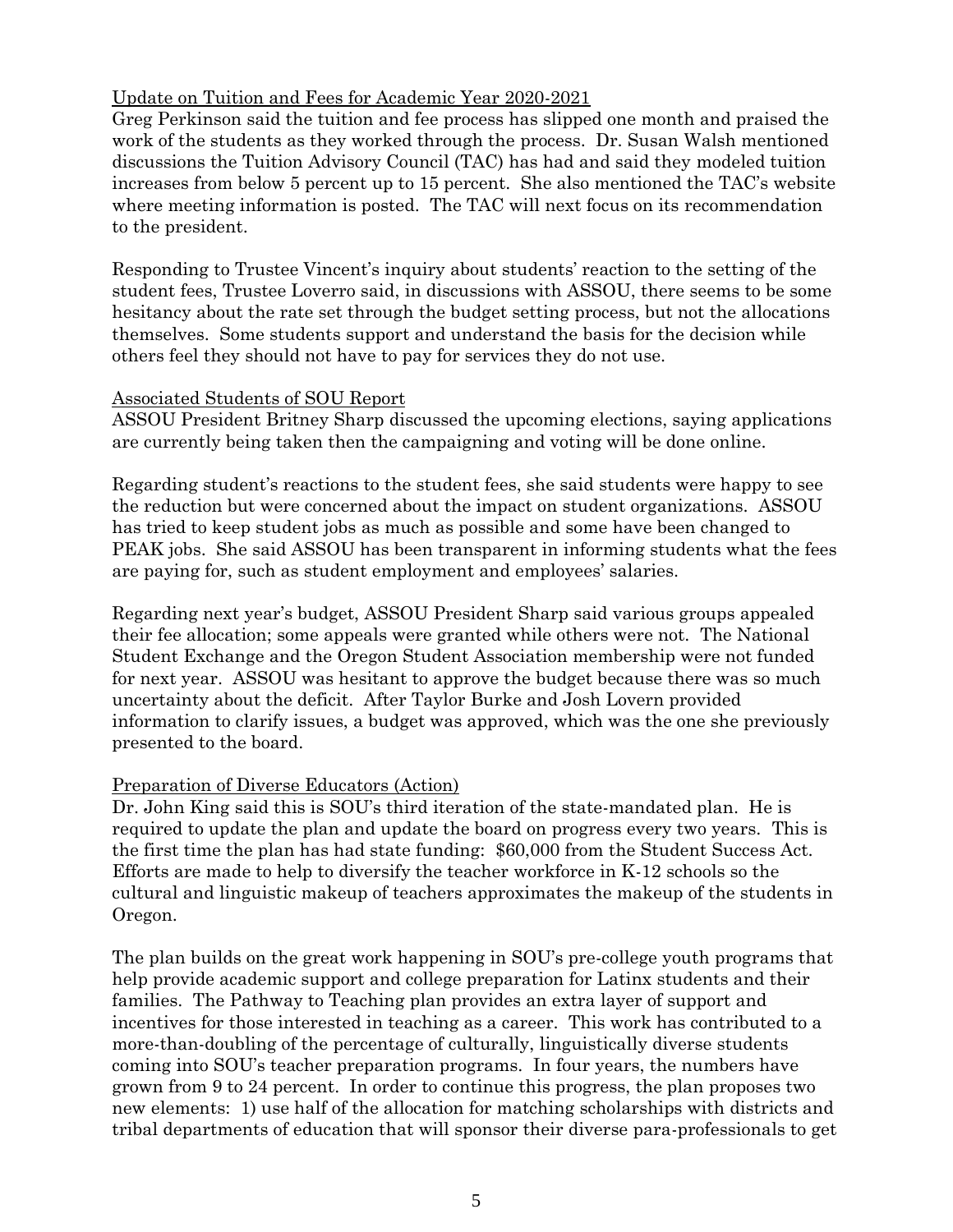Update on Tuition and Fees for Academic Year 2020-2021

Greg Perkinson said the tuition and fee process has slipped one month and praised the work of the students as they worked through the process. Dr. Susan Walsh mentioned discussions the Tuition Advisory Council (TAC) has had and said they modeled tuition increases from below 5 percent up to 15 percent. She also mentioned the TAC's website where meeting information is posted. The TAC will next focus on its recommendation to the president.

Responding to Trustee Vincent's inquiry about students' reaction to the setting of the student fees, Trustee Loverro said, in discussions with ASSOU, there seems to be some hesitancy about the rate set through the budget setting process, but not the allocations themselves. Some students support and understand the basis for the decision while others feel they should not have to pay for services they do not use.

Associated Students of SOU Report

ASSOU President Britney Sharp discussed the upcoming elections, saying applications are currently being taken then the campaigning and voting will be done online.

Regarding student's reactions to the student fees, she said students were happy to see the reduction but were concerned about the impact on student organizations. ASSOU has tried to keep student jobs as much as possible and some have been changed to PEAK jobs. She said ASSOU has been transparent in informing students what the fees are paying for, such as student employment and employees' salaries.

Regarding next year's budget, ASSOU President Sharp said various groups appealed their fee allocation; some appeals were granted while others were not. The National Student Exchange and the Oregon Student Association membership were not funded for next year. ASSOU was hesitant to approve the budget because there was so much uncertainty about the deficit. After Taylor Burke and Josh Lovern provided information to clarify issues, a budget was approved, which was the one she previously presented to the board.

Preparation of Diverse Educators (Action)

Dr. John King said this is SOU's third iteration of the state-mandated plan. He is required to update the plan and update the board on progress every two years. This is the first time the plan has had state funding: $60,000 from the Student Success Act. Efforts are made to help to diversify the teacher workforce in K-12 schools so the cultural and linguistic makeup of teachers approximates the makeup of the students in Oregon.

The plan builds on the great work happening in SOU's pre-college youth programs that help provide academic support and college preparation for Latinx students and their families. The Pathway to Teaching plan provides an extra layer of support and incentives for those interested in teaching as a career. This work has contributed to a more-than-doubling of the percentage of culturally, linguistically diverse students coming into SOU's teacher preparation programs. In four years, the numbers have grown from 9 to 24 percent. In order to continue this progress, the plan proposes two new elements: 1) use half of the allocation for matching scholarships with districts and tribal departments of education that will sponsor their diverse para-professionals to get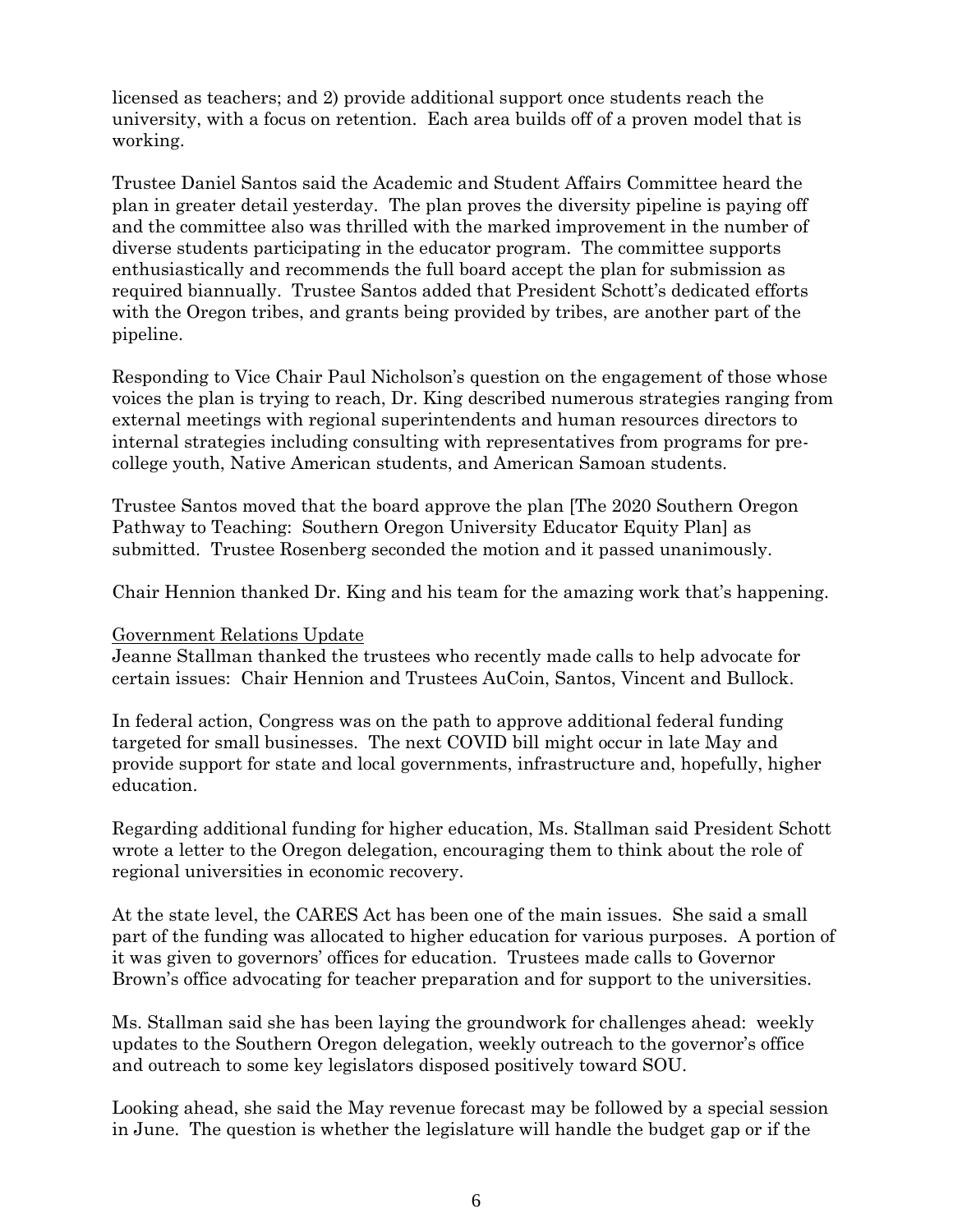licensed as teachers; and 2) provide additional support once students reach the university, with a focus on retention. Each area builds off of a proven model that is working.

Trustee Daniel Santos said the Academic and Student Affairs Committee heard the plan in greater detail yesterday. The plan proves the diversity pipeline is paying off and the committee also was thrilled with the marked improvement in the number of diverse students participating in the educator program. The committee supports enthusiastically and recommends the full board accept the plan for submission as required biannually. Trustee Santos added that President Schott's dedicated efforts with the Oregon tribes, and grants being provided by tribes, are another part of the pipeline.

Responding to Vice Chair Paul Nicholson's question on the engagement of those whose voices the plan is trying to reach, Dr. King described numerous strategies ranging from external meetings with regional superintendents and human resources directors to internal strategies including consulting with representatives from programs for pre-college youth, Native American students, and American Samoan students.

Trustee Santos moved that the board approve the plan [The 2020 Southern Oregon Pathway to Teaching: Southern Oregon University Educator Equity Plan] as submitted. Trustee Rosenberg seconded the motion and it passed unanimously.

Chair Hennion thanked Dr. King and his team for the amazing work that's happening.

<u>Government Relations Update</u>

Jeanne Stallman thanked the trustees who recently made calls to help advocate for certain issues: Chair Hennion and Trustees AuCoin, Santos, Vincent and Bullock.

In federal action, Congress was on the path to approve additional federal funding targeted for small businesses. The next COVID bill might occur in late May and provide support for state and local governments, infrastructure and, hopefully, higher education.

Regarding additional funding for higher education, Ms. Stallman said President Schott wrote a letter to the Oregon delegation, encouraging them to think about the role of regional universities in economic recovery.

At the state level, the CARES Act has been one of the main issues. She said a small part of the funding was allocated to higher education for various purposes. A portion of it was given to governors' offices for education. Trustees made calls to Governor Brown's office advocating for teacher preparation and for support to the universities.

Ms. Stallman said she has been laying the groundwork for challenges ahead: weekly updates to the Southern Oregon delegation, weekly outreach to the governor's office and outreach to some key legislators disposed positively toward SOU.

Looking ahead, she said the May revenue forecast may be followed by a special session in June. The question is whether the legislature will handle the budget gap or if the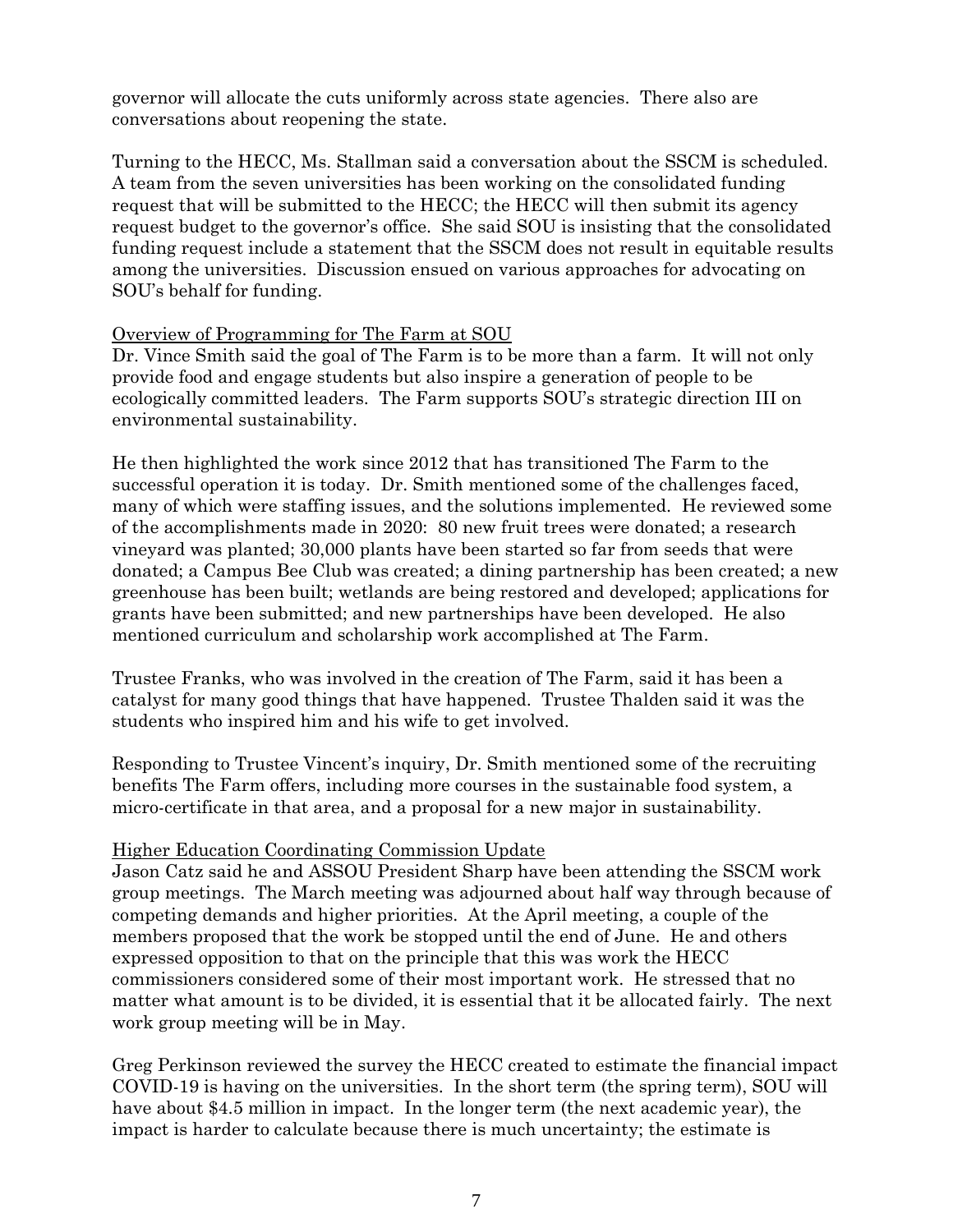governor will allocate the cuts uniformly across state agencies. There also are conversations about reopening the state.

Turning to the HECC, Ms. Stallman said a conversation about the SSCM is scheduled. A team from the seven universities has been working on the consolidated funding request that will be submitted to the HECC; the HECC will then submit its agency request budget to the governor's office. She said SOU is insisting that the consolidated funding request include a statement that the SSCM does not result in equitable results among the universities. Discussion ensued on various approaches for advocating on SOU's behalf for funding.

<u>Overview of Programming for The Farm at SOU</u>

Dr. Vince Smith said the goal of The Farm is to be more than a farm. It will not only provide food and engage students but also inspire a generation of people to be ecologically committed leaders. The Farm supports SOU's strategic direction III on environmental sustainability.

He then highlighted the work since 2012 that has transitioned The Farm to the successful operation it is today. Dr. Smith mentioned some of the challenges faced, many of which were staffing issues, and the solutions implemented. He reviewed some of the accomplishments made in 2020: 80 new fruit trees were donated; a research vineyard was planted; 30,000 plants have been started so far from seeds that were donated; a Campus Bee Club was created; a dining partnership has been created; a new greenhouse has been built; wetlands are being restored and developed; applications for grants have been submitted; and new partnerships have been developed. He also mentioned curriculum and scholarship work accomplished at The Farm.

Trustee Franks, who was involved in the creation of The Farm, said it has been a catalyst for many good things that have happened. Trustee Thalden said it was the students who inspired him and his wife to get involved.

Responding to Trustee Vincent's inquiry, Dr. Smith mentioned some of the recruiting benefits The Farm offers, including more courses in the sustainable food system, a micro-certificate in that area, and a proposal for a new major in sustainability.

<u>Higher Education Coordinating Commission Update</u>

Jason Catz said he and ASSOU President Sharp have been attending the SSCM work group meetings. The March meeting was adjourned about half way through because of competing demands and higher priorities. At the April meeting, a couple of the members proposed that the work be stopped until the end of June. He and others expressed opposition to that on the principle that this was work the HECC commissioners considered some of their most important work. He stressed that no matter what amount is to be divided, it is essential that it be allocated fairly. The next work group meeting will be in May.

Greg Perkinson reviewed the survey the HECC created to estimate the financial impact COVID-19 is having on the universities. In the short term (the spring term), SOU will have about $4.5 million in impact. In the longer term (the next academic year), the impact is harder to calculate because there is much uncertainty; the estimate is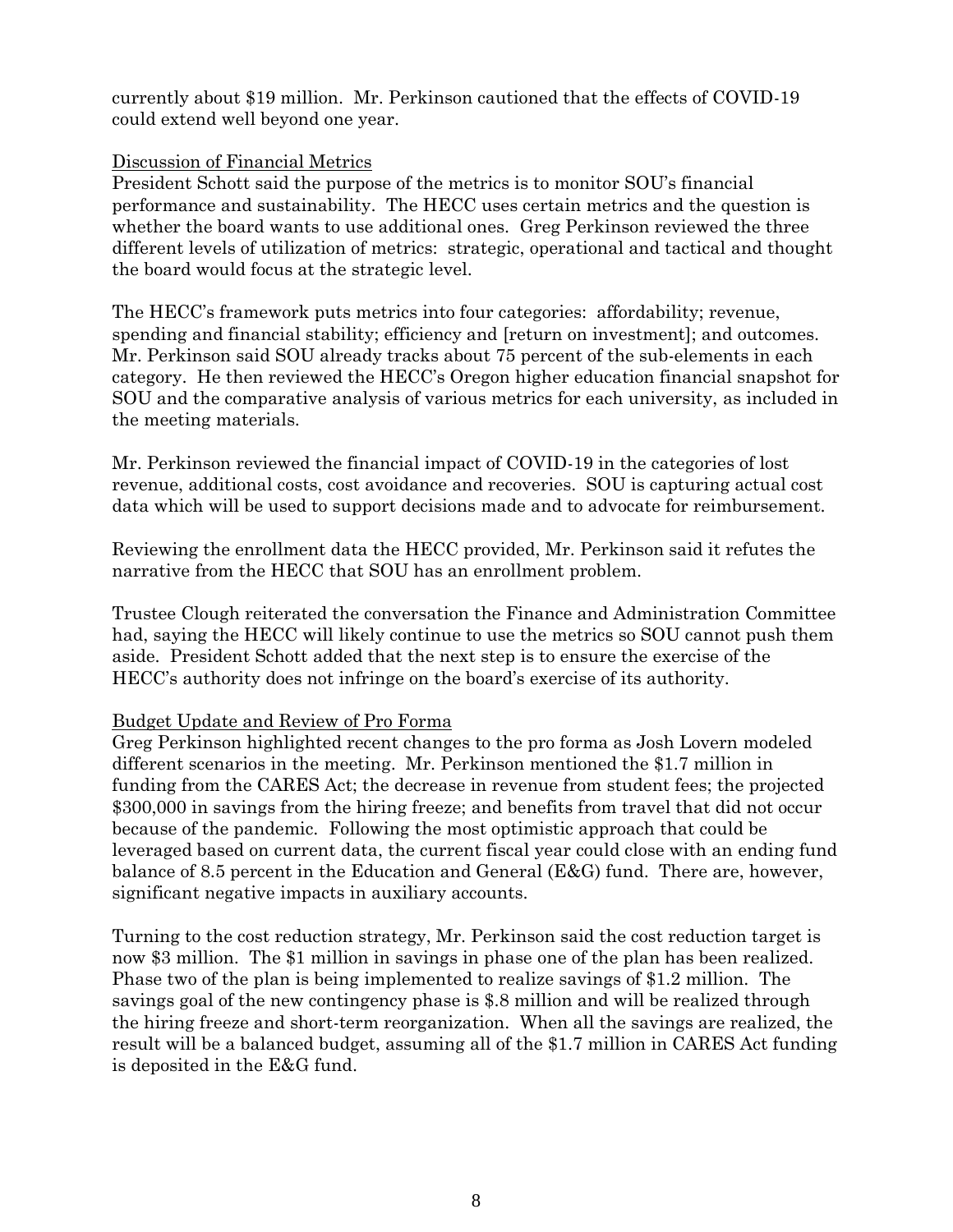currently about $19 million. Mr. Perkinson cautioned that the effects of COVID-19 could extend well beyond one year.

<u>Discussion of Financial Metrics</u>

President Schott said the purpose of the metrics is to monitor SOU's financial performance and sustainability. The HECC uses certain metrics and the question is whether the board wants to use additional ones. Greg Perkinson reviewed the three different levels of utilization of metrics: strategic, operational and tactical and thought the board would focus at the strategic level.

The HECC's framework puts metrics into four categories: affordability; revenue, spending and financial stability; efficiency and [return on investment]; and outcomes. Mr. Perkinson said SOU already tracks about 75 percent of the sub-elements in each category. He then reviewed the HECC's Oregon higher education financial snapshot for SOU and the comparative analysis of various metrics for each university, as included in the meeting materials.

Mr. Perkinson reviewed the financial impact of COVID-19 in the categories of lost revenue, additional costs, cost avoidance and recoveries. SOU is capturing actual cost data which will be used to support decisions made and to advocate for reimbursement.

Reviewing the enrollment data the HECC provided, Mr. Perkinson said it refutes the narrative from the HECC that SOU has an enrollment problem.

Trustee Clough reiterated the conversation the Finance and Administration Committee had, saying the HECC will likely continue to use the metrics so SOU cannot push them aside. President Schott added that the next step is to ensure the exercise of the HECC's authority does not infringe on the board's exercise of its authority.

<u>Budget Update and Review of Pro Forma</u>

Greg Perkinson highlighted recent changes to the pro forma as Josh Lovern modeled different scenarios in the meeting. Mr. Perkinson mentioned the $1.7 million in funding from the CARES Act; the decrease in revenue from student fees; the projected $300,000 in savings from the hiring freeze; and benefits from travel that did not occur because of the pandemic. Following the most optimistic approach that could be leveraged based on current data, the current fiscal year could close with an ending fund balance of 8.5 percent in the Education and General (E&G) fund. There are, however, significant negative impacts in auxiliary accounts.

Turning to the cost reduction strategy, Mr. Perkinson said the cost reduction target is now $3 million. The $1 million in savings in phase one of the plan has been realized. Phase two of the plan is being implemented to realize savings of $1.2 million. The savings goal of the new contingency phase is $.8 million and will be realized through the hiring freeze and short-term reorganization. When all the savings are realized, the result will be a balanced budget, assuming all of the $1.7 million in CARES Act funding is deposited in the E&G fund.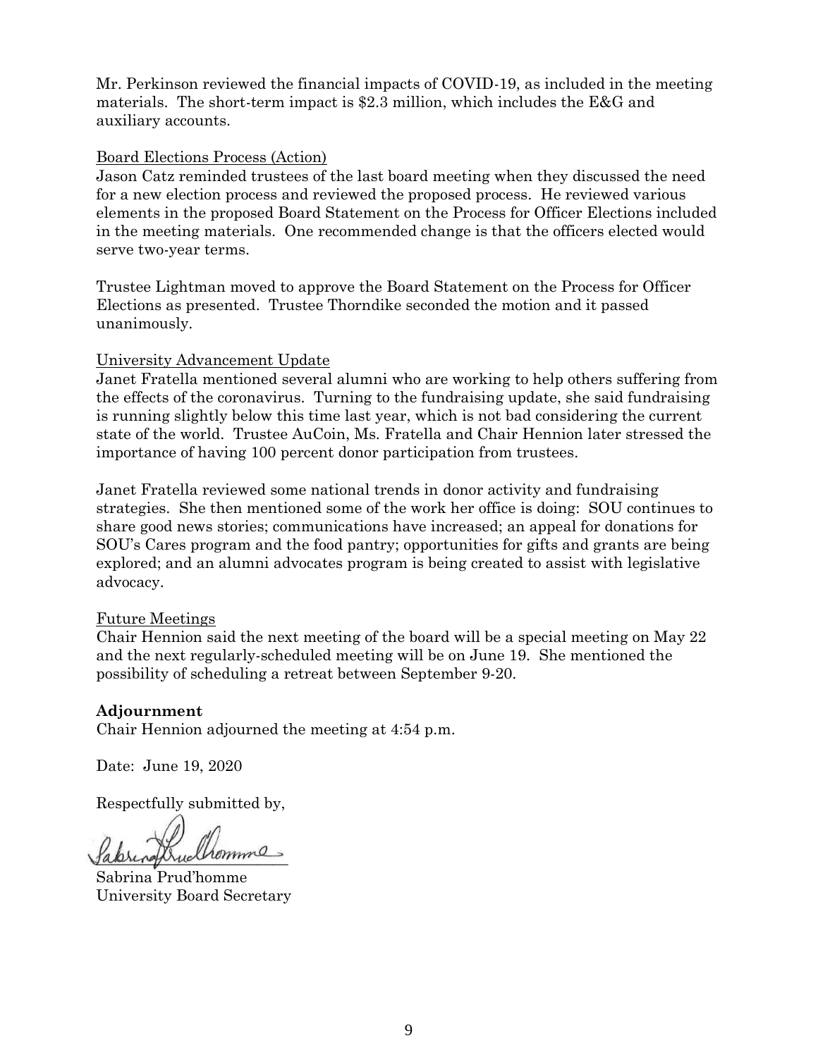Mr. Perkinson reviewed the financial impacts of COVID-19, as included in the meeting materials. The short-term impact is $2.3 million, which includes the E&G and auxiliary accounts.

Board Elections Process (Action)

Jason Catz reminded trustees of the last board meeting when they discussed the need for a new election process and reviewed the proposed process. He reviewed various elements in the proposed Board Statement on the Process for Officer Elections included in the meeting materials. One recommended change is that the officers elected would serve two-year terms.

Trustee Lightman moved to approve the Board Statement on the Process for Officer Elections as presented. Trustee Thorndike seconded the motion and it passed unanimously.

University Advancement Update

Janet Fratella mentioned several alumni who are working to help others suffering from the effects of the coronavirus. Turning to the fundraising update, she said fundraising is running slightly below this time last year, which is not bad considering the current state of the world. Trustee AuCoin, Ms. Fratella and Chair Hennion later stressed the importance of having 100 percent donor participation from trustees.

Janet Fratella reviewed some national trends in donor activity and fundraising strategies. She then mentioned some of the work her office is doing: SOU continues to share good news stories; communications have increased; an appeal for donations for SOU's Cares program and the food pantry; opportunities for gifts and grants are being explored; and an alumni advocates program is being created to assist with legislative advocacy.

Future Meetings

Chair Hennion said the next meeting of the board will be a special meeting on May 22 and the next regularly-scheduled meeting will be on June 19. She mentioned the possibility of scheduling a retreat between September 9-20.

**Adjournment**

Chair Hennion adjourned the meeting at 4:54 p.m.

Date: June 19, 2020

Respectfully submitted by,

Sabrina Prud'homme
University Board Secretary